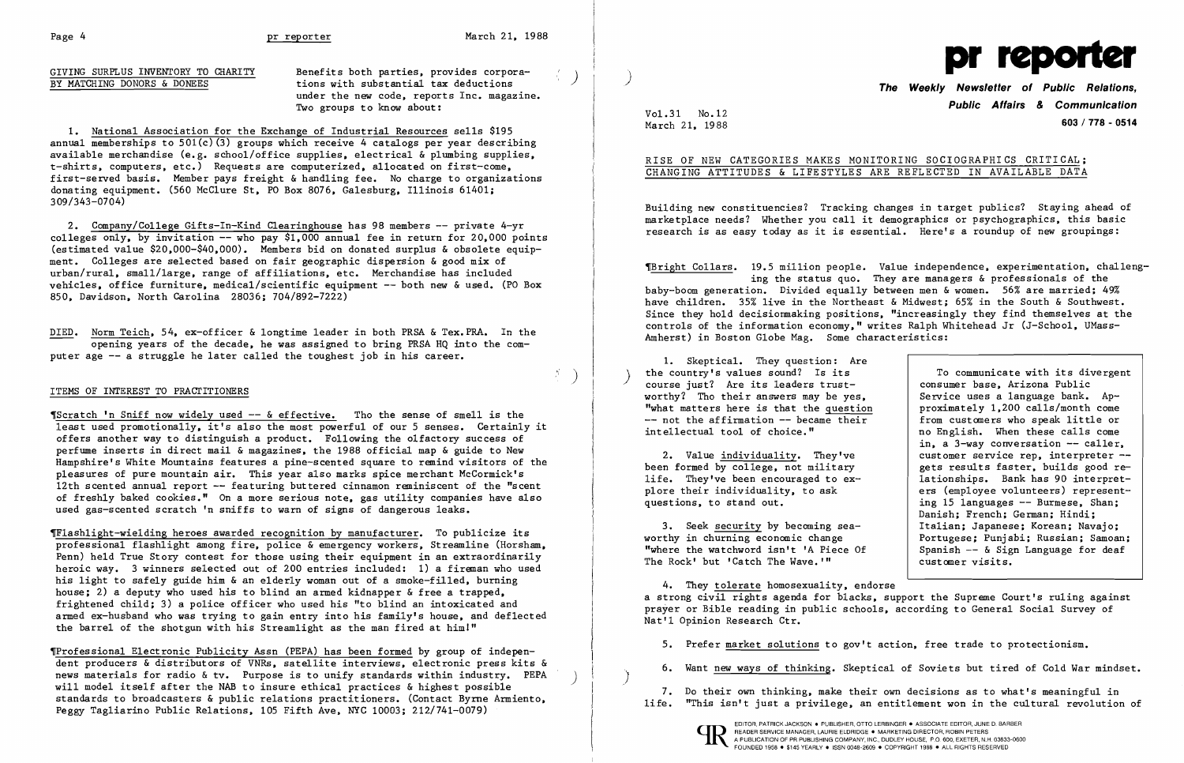## GIVING SURPLUS INVENTORY TO CHARITY BY MATCHING DONORS & DONEES

Benefits both parties, provides corporations with substantial tax deductions under the new code, reports Inc. magazine. Two groups to know about:

1. National Association for the Exchange of Industrial Resources sells $195 annual memberships to 501(c)(3) groups which receive 4 catalogs per year describing available merchandise (e.g. school/office supplies, electrical & plumbing supplies, t-shirts, computers, etc.) Requests are computerized, allocated on first-come, first-served basis. Member pays freight & handling fee. No charge to organizations donating equipment. (560 McClure St, PO Box 8076, Galesburg, Illinois 61401; 309/343-0704)

2. Company/College Gifts-In-Kind Clearinghouse has 98 members -- private 4-yr colleges only, by invitation -- who pay $1,000 annual fee in return for 20,000 points (estimated value $20,000-$40,000). Members bid on donated surplus & obsolete equipment. Colleges are selected based on fair geographic dispersion & good mix of urban/rural, small/large, range of affiliations, etc. Merchandise has included vehicles, office furniture, medical/scientific equipment -- both new & used. (PO Box 850, Davidson, North Carolina 28036; 704/892-7222)

DIED. Norm Teich, 54, ex-officer & longtime leader in both PRSA & Tex.PRA. In the opening years of the decade, he was assigned to bring PRSA HQ into the computer age -- a struggle he later called the toughest job in his career.

## ITEMS OF INTEREST TO PRACTITIONERS

¶Scratch 'n Sniff now widely used -- & effective. Tho the sense of smell is the least used promotionally, it's also the most powerful of our 5 senses. Certainly it offers another way to distinguish a product. Following the olfactory success of perfume inserts in direct mail & magazines, the 1988 official map & guide to New Hampshire's White Mountains features a pine-scented square to remind visitors of the pleasures of pure mountain air. This year also marks spice merchant McCormick's 12th scented annual report -- featuring buttered cinnamon reminiscent of the "scent of freshly baked cookies." On a more serious note, gas utility companies have also used gas-scented scratch 'n sniffs to warn of signs of dangerous leaks.

¶Flashlight-wielding heroes awarded recognition by manufacturer. To publicize its professional flashlight among fire, police & emergency workers, Streamline (Horsham, Penn) held True Story contest for those using their equipment in an extraordinarily heroic way. 3 winners selected out of 200 entries included: 1) a fireman who used his light to safely guide him & an elderly woman out of a smoke-filled, burning house; 2) a deputy who used his to blind an armed kidnapper & free a trapped, frightened child; 3) a police officer who used his "to blind an intoxicated and armed ex-husband who was trying to gain entry into his family's house, and deflected the barrel of the shotgun with his Streamlight as the man fired at him!"

¶Professional Electronic Publicity Assn (PEPA) has been formed by group of independent producers & distributors of VNRs, satellite interviews, electronic press kits & news materials for radio & tv. Purpose is to unify standards within industry. PEPA will model itself after the NAB to insure ethical practices & highest possible standards to broadcasters & public relations practitioners. (Contact Byrne Armiento, Peggy Tagliarino Public Relations, 105 Fifth Ave, NYC 10003; 212/741-0079)

# pr reporter

**The Weekly Newsletter of Public Relations, Public Affairs & Communication**

**603 / 778 - 0514**

Vol.31 No.12
March 21, 1988

## RISE OF NEW CATEGORIES MAKES MONITORING SOCIOGRAPHICS CRITICAL; CHANGING ATTITUDES & LIFESTYLES ARE REFLECTED IN AVAILABLE DATA

Building new constituencies? Tracking changes in target publics? Staying ahead of marketplace needs? Whether you call it demographics or psychographics, this basic research is as easy today as it is essential. Here's a roundup of new groupings:

¶Bright Collars. 19.5 million people. Value independence, experimentation, challenging the status quo. They are managers & professionals of the baby-boom generation. Divided equally between men & women. 56% are married; 49% have children. 35% live in the Northeast & Midwest; 65% in the South & Southwest. Since they hold decisionmaking positions, "increasingly they find themselves at the controls of the information economy," writes Ralph Whitehead Jr (J-School, UMass-Amherst) in Boston Globe Mag. Some characteristics:

1. Skeptical. They question: Are the country's values sound? Is its course just? Are its leaders trustworthy? Tho their answers may be yes, "what matters here is that the question -- not the affirmation -- became their intellectual tool of choice."

2. Value individuality. They've been formed by college, not military life. They've been encouraged to explore their individuality, to ask questions, to stand out.

3. Seek security by becoming seaworthy in churning economic change "where the watchword isn't 'A Piece Of The Rock' but 'Catch The Wave.'"

4. They tolerate homosexuality, endorse a strong civil rights agenda for blacks, support the Supreme Court's ruling against prayer or Bible reading in public schools, according to General Social Survey of Nat'l Opinion Research Ctr.

5. Prefer market solutions to gov't action, free trade to protectionism.

6. Want new ways of thinking. Skeptical of Soviets but tired of Cold War mindset.

7. Do their own thinking, make their own decisions as to what's meaningful in life. "This isn't just a privilege, an entitlement won in the cultural revolution of

> To communicate with its divergent consumer base, Arizona Public Service uses a language bank. Approximately 1,200 calls/month come from customers who speak little or no English. When these calls come in, a 3-way conversation -- caller, customer service rep, interpreter -- gets results faster, builds good relationships. Bank has 90 interpreters (employee volunteers) representing 15 languages -- Burmese, Shan; Danish; French; German; Hindi; Italian; Japanese; Korean; Navajo; Portuguese; Punjabi; Russian; Samoan; Spanish -- & Sign Language for deaf customer visits.

EDITOR, PATRICK JACKSON • PUBLISHER, OTTO LERBINGER • ASSOCIATE EDITOR, JUNE D. BARBER
READER SERVICE MANAGER, LAURIE ELDRIDGE • MARKETING DIRECTOR, ROBIN PETERS
A PUBLICATION OF PR PUBLISHING COMPANY, INC. DUDLEY HOUSE, P.O. 600, EXETER, N.H. 03833-0600
FOUNDED 1958 • $145 YEARLY • ISSN 0048-2609 • COPYRIGHT 1988 • ALL RIGHTS RESERVED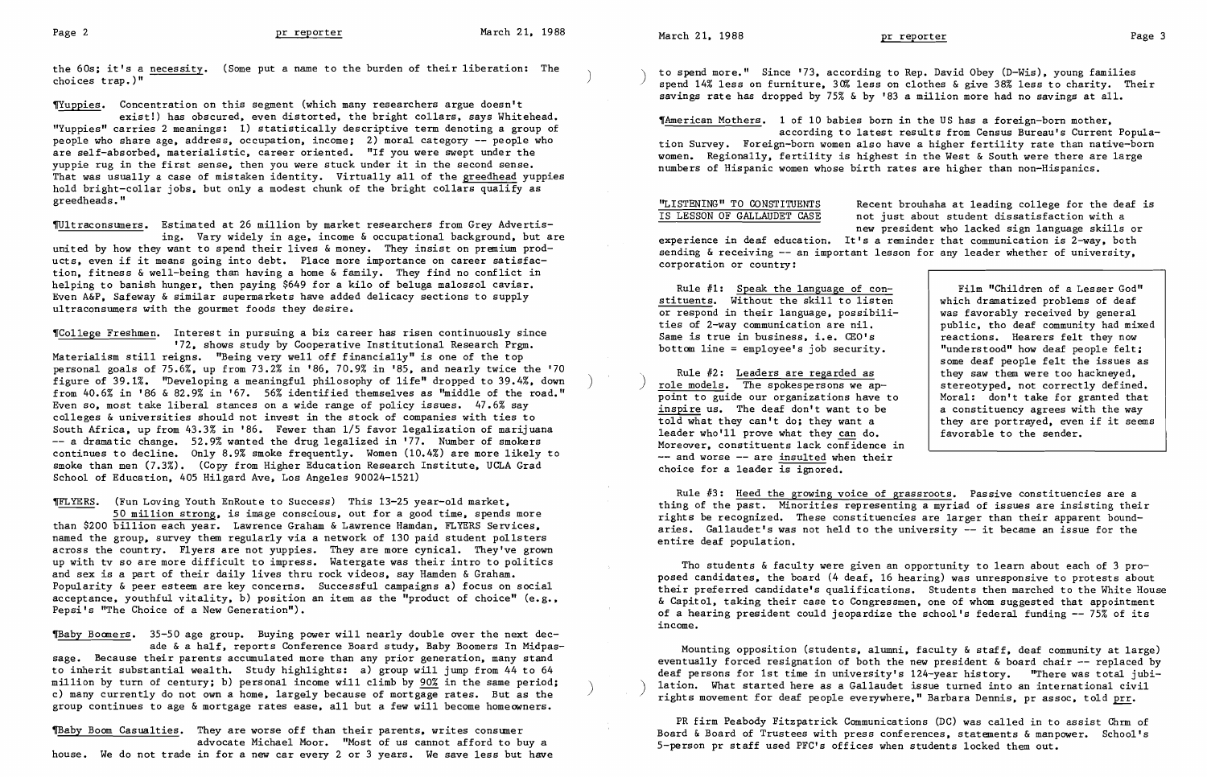the 60s; it's a necessity. (Some put a name to the burden of their liberation: The choices trap.)"

¶Yuppies. Concentration on this segment (which many researchers argue doesn't exist!) has obscured, even distorted, the bright collars, says Whitehead. "Yuppies" carries 2 meanings: 1) statistically descriptive term denoting a group of people who share age, address, occupation, income; 2) moral category -- people who are self-absorbed, materialistic, career oriented. "If you were swept under the yuppie rug in the first sense, then you were stuck under it in the second sense. That was usually a case of mistaken identity. Virtually all of the greedhead yuppies hold bright-collar jobs, but only a modest chunk of the bright collars qualify as greedheads."

¶Ultraconsumers. Estimated at 26 million by market researchers from Grey Advertising. Vary widely in age, income & occupational background, but are united by how they want to spend their lives & money. They insist on premium products, even if it means going into debt. Place more importance on career satisfaction, fitness & well-being than having a home & family. They find no conflict in helping to banish hunger, then paying $649 for a kilo of beluga malossol caviar. Even A&P, Safeway & similar supermarkets have added delicacy sections to supply ultraconsumers with the gourmet foods they desire.

¶College Freshmen. Interest in pursuing a biz career has risen continuously since '72, shows study by Cooperative Institutional Research Prgm. Materialism still reigns. "Being very well off financially" is one of the top personal goals of 75.6%, up from 73.2% in '86, 70.9% in '85, and nearly twice the '70 figure of 39.1%. "Developing a meaningful philosophy of life" dropped to 39.4%, down from 40.6% in '86 & 82.9% in '67. 56% identified themselves as "middle of the road." Even so, most take liberal stances on a wide range of policy issues. 47.6% say colleges & universities should not invest in the stock of companies with ties to South Africa, up from 43.3% in '86. Fewer than 1/5 favor legalization of marijuana -- a dramatic change. 52.9% wanted the drug legalized in '77. Number of smokers continues to decline. Only 8.9% smoke frequently. Women (10.4%) are more likely to smoke than men (7.3%). (Copy from Higher Education Research Institute, UCLA Grad School of Education, 405 Hilgard Ave, Los Angeles 90024-1521)

¶FLYERS. (Fun Loving Youth EnRoute to Success) This 13-25 year-old market, 50 million strong, is image conscious, out for a good time, spends more than $200 billion each year. Lawrence Graham & Lawrence Hamdan, FLYERS Services, named the group, survey them regularly via a network of 130 paid student pollsters across the country. Flyers are not yuppies. They are more cynical. They've grown up with tv so are more difficult to impress. Watergate was their intro to politics and sex is a part of their daily lives thru rock videos, say Hamden & Graham. Popularity & peer esteem are key concerns. Successful campaigns a) focus on social acceptance, youthful vitality, b) position an item as the "product of choice" (e.g., Pepsi's "The Choice of a New Generation").

¶Baby Boomers. 35-50 age group. Buying power will nearly double over the next decade & a half, reports Conference Board study, Baby Boomers In Midpassage. Because their parents accumulated more than any prior generation, many stand to inherit substantial wealth. Study highlights: a) group will jump from 44 to 64 million by turn of century; b) personal income will climb by 90% in the same period; c) many currently do not own a home, largely because of mortgage rates. But as the group continues to age & mortgage rates ease, all but a few will become homeowners.

¶Baby Boom Casualties. They are worse off than their parents, writes consumer advocate Michael Moor. "Most of us cannot afford to buy a house. We do not trade in for a new car every 2 or 3 years. We save less but have to spend more." Since '73, according to Rep. David Obey (D-Wis), young families spend 14% less on furniture, 30% less on clothes & give 38% less to charity. Their savings rate has dropped by 75% & by '83 a million more had no savings at all.

¶American Mothers. 1 of 10 babies born in the US has a foreign-born mother, according to latest results from Census Bureau's Current Population Survey. Foreign-born women also have a higher fertility rate than native-born women. Regionally, fertility is highest in the West & South were there are large numbers of Hispanic women whose birth rates are higher than non-Hispanics.

## "LISTENING" TO CONSTITUENTS IS LESSON OF GALLAUDET CASE

Recent brouhaha at leading college for the deaf is not just about student dissatisfaction with a new president who lacked sign language skills or experience in deaf education. It's a reminder that communication is 2-way, both sending & receiving -- an important lesson for any leader whether of university, corporation or country:

Rule #1: Speak the language of constituents. Without the skill to listen or respond in their language, possibilities of 2-way communication are nil. Same is true in business, i.e. CEO's bottom line = employee's job security.

Rule #2: Leaders are regarded as role models. The spokespersons we appoint to guide our organizations have to inspire us. The deaf don't want to be told what they can't do; they want a leader who'll prove what they can do. Moreover, constituents lack confidence in -- and worse -- are insulted when their choice for a leader is ignored.

> Film "Children of a Lesser God" which dramatized problems of deaf was favorably received by general public, tho deaf community had mixed reactions. Hearers felt they now "understood" how deaf people felt; some deaf people felt the issues as they saw them were too hackneyed, stereotyped, not correctly defined. Moral: don't take for granted that a constituency agrees with the way they are portrayed, even if it seems favorable to the sender.

Rule #3: Heed the growing voice of grassroots. Passive constituencies are a thing of the past. Minorities representing a myriad of issues are insisting their rights be recognized. These constituencies are larger than their apparent boundaries. Gallaudet's was not held to the university -- it became an issue for the entire deaf population.

Tho students & faculty were given an opportunity to learn about each of 3 proposed candidates, the board (4 deaf, 16 hearing) was unresponsive to protests about their preferred candidate's qualifications. Students then marched to the White House & Capitol, taking their case to Congressmen, one of whom suggested that appointment of a hearing president could jeopardize the school's federal funding -- 75% of its income.

Mounting opposition (students, alumni, faculty & staff, deaf community at large) eventually forced resignation of both the new president & board chair -- replaced by deaf persons for 1st time in university's 124-year history. "There was total jubilation. What started here as a Gallaudet issue turned into an international civil rights movement for deaf people everywhere," Barbara Dennis, pr assoc, told prr.

PR firm Peabody Fitzpatrick Communications (DC) was called in to assist Chrm of Board & Board of Trustees with press conferences, statements & manpower. School's 5-person pr staff used PFC's offices when students locked them out.